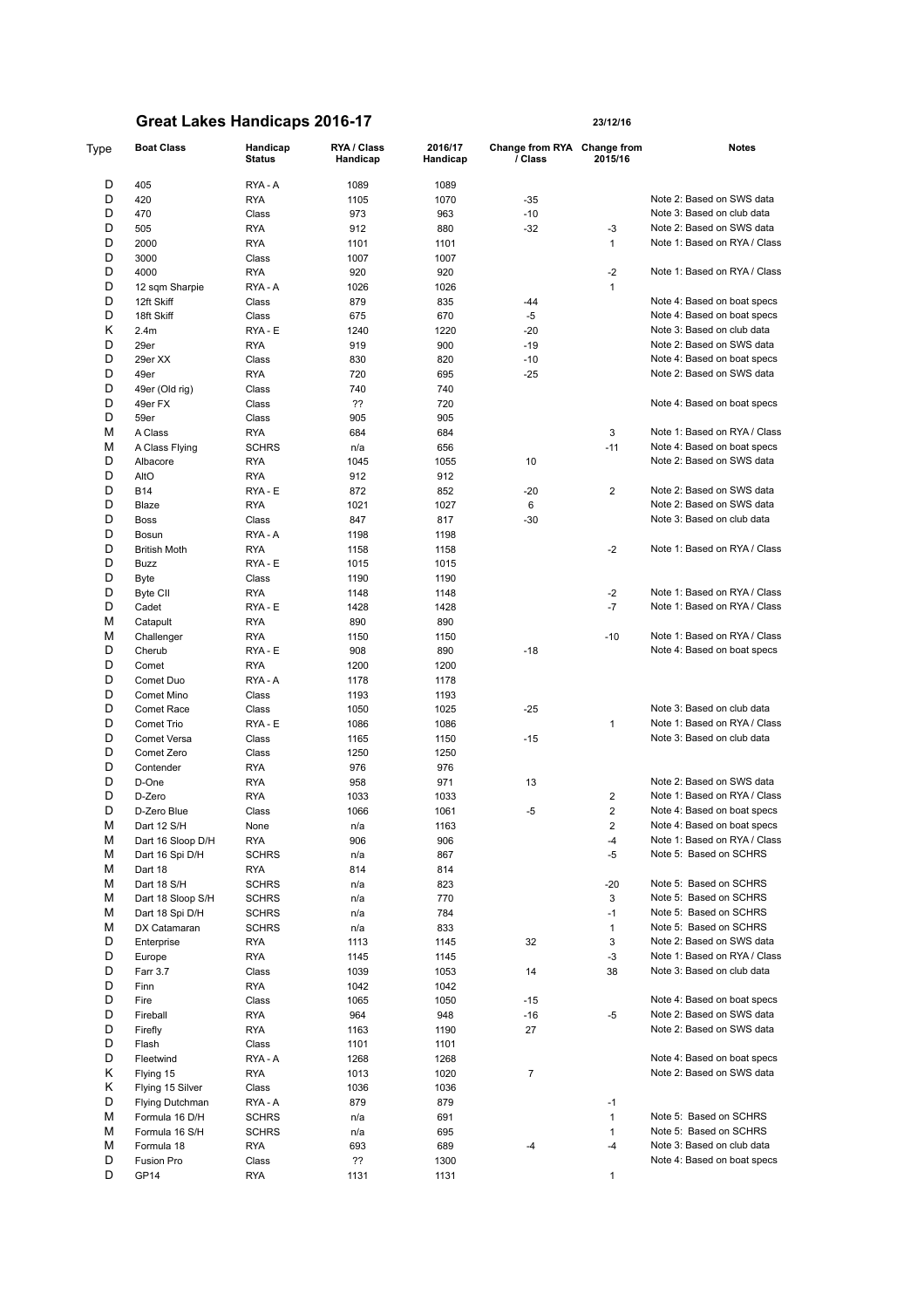# Great Lakes Handicaps 2016-17

23/12/16

| Type | Boat Class | Handicap Status | RYA / Class Handicap | 2016/17 Handicap | Change from RYA / Class | Change from 2015/16 | Notes |
|---|---|---|---|---|---|---|---|
| D | 405 | RYA - A | 1089 | 1089 | | | |
| D | 420 | RYA | 1105 | 1070 | -35 | | Note 2: Based on SWS data |
| D | 470 | Class | 973 | 963 | -10 | | Note 3: Based on club data |
| D | 505 | RYA | 912 | 880 | -32 | -3 | Note 2: Based on SWS data |
| D | 2000 | RYA | 1101 | 1101 | | 1 | Note 1: Based on RYA / Class |
| D | 3000 | Class | 1007 | 1007 | | | |
| D | 4000 | RYA | 920 | 920 | | -2 | Note 1: Based on RYA / Class |
| D | 12 sqm Sharpie | RYA - A | 1026 | 1026 | | 1 | |
| D | 12ft Skiff | Class | 879 | 835 | -44 | | Note 4: Based on boat specs |
| D | 18ft Skiff | Class | 675 | 670 | -5 | | Note 4: Based on boat specs |
| K | 2.4m | RYA - E | 1240 | 1220 | -20 | | Note 3: Based on club data |
| D | 29er | RYA | 919 | 900 | -19 | | Note 2: Based on SWS data |
| D | 29er XX | Class | 830 | 820 | -10 | | Note 4: Based on boat specs |
| D | 49er | RYA | 720 | 695 | -25 | | Note 2: Based on SWS data |
| D | 49er (Old rig) | Class | 740 | 740 | | | |
| D | 49er FX | Class | ?? | 720 | | | Note 4: Based on boat specs |
| D | 59er | Class | 905 | 905 | | | |
| M | A Class | RYA | 684 | 684 | | 3 | Note 1: Based on RYA / Class |
| M | A Class Flying | SCHRS | n/a | 656 | | -11 | Note 4: Based on boat specs |
| D | Albacore | RYA | 1045 | 1055 | 10 | | Note 2: Based on SWS data |
| D | AltO | RYA | 912 | 912 | | | |
| D | B14 | RYA - E | 872 | 852 | -20 | 2 | Note 2: Based on SWS data |
| D | Blaze | RYA | 1021 | 1027 | 6 | | Note 2: Based on SWS data |
| D | Boss | Class | 847 | 817 | -30 | | Note 3: Based on club data |
| D | Bosun | RYA - A | 1198 | 1198 | | | |
| D | British Moth | RYA | 1158 | 1158 | | -2 | Note 1: Based on RYA / Class |
| D | Buzz | RYA - E | 1015 | 1015 | | | |
| D | Byte | Class | 1190 | 1190 | | | |
| D | Byte CII | RYA | 1148 | 1148 | | -2 | Note 1: Based on RYA / Class |
| D | Cadet | RYA - E | 1428 | 1428 | | -7 | Note 1: Based on RYA / Class |
| M | Catapult | RYA | 890 | 890 | | | |
| M | Challenger | RYA | 1150 | 1150 | | -10 | Note 1: Based on RYA / Class |
| D | Cherub | RYA - E | 908 | 890 | -18 | | Note 4: Based on boat specs |
| D | Comet | RYA | 1200 | 1200 | | | |
| D | Comet Duo | RYA - A | 1178 | 1178 | | | |
| D | Comet Mino | Class | 1193 | 1193 | | | |
| D | Comet Race | Class | 1050 | 1025 | -25 | | Note 3: Based on club data |
| D | Comet Trio | RYA - E | 1086 | 1086 | | 1 | Note 1: Based on RYA / Class |
| D | Comet Versa | Class | 1165 | 1150 | -15 | | Note 3: Based on club data |
| D | Comet Zero | Class | 1250 | 1250 | | | |
| D | Contender | RYA | 976 | 976 | | | |
| D | D-One | RYA | 958 | 971 | 13 | | Note 2: Based on SWS data |
| D | D-Zero | RYA | 1033 | 1033 | | 2 | Note 1: Based on RYA / Class |
| D | D-Zero Blue | Class | 1066 | 1061 | -5 | 2 | Note 4: Based on boat specs |
| M | Dart 12 S/H | None | n/a | 1163 | | 2 | Note 4: Based on boat specs |
| M | Dart 16 Sloop D/H | RYA | 906 | 906 | | -4 | Note 1: Based on RYA / Class |
| M | Dart 16 Spi D/H | SCHRS | n/a | 867 | | -5 | Note 5: Based on SCHRS |
| M | Dart 18 | RYA | 814 | 814 | | | |
| M | Dart 18 S/H | SCHRS | n/a | 823 | | -20 | Note 5: Based on SCHRS |
| M | Dart 18 Sloop S/H | SCHRS | n/a | 770 | | 3 | Note 5: Based on SCHRS |
| M | Dart 18 Spi D/H | SCHRS | n/a | 784 | | -1 | Note 5: Based on SCHRS |
| M | DX Catamaran | SCHRS | n/a | 833 | | 1 | Note 5: Based on SCHRS |
| D | Enterprise | RYA | 1113 | 1145 | 32 | 3 | Note 2: Based on SWS data |
| D | Europe | RYA | 1145 | 1145 | | -3 | Note 1: Based on RYA / Class |
| D | Farr 3.7 | Class | 1039 | 1053 | 14 | 38 | Note 3: Based on club data |
| D | Finn | RYA | 1042 | 1042 | | | |
| D | Fire | Class | 1065 | 1050 | -15 | | Note 4: Based on boat specs |
| D | Fireball | RYA | 964 | 948 | -16 | -5 | Note 2: Based on SWS data |
| D | Firefly | RYA | 1163 | 1190 | 27 | | Note 2: Based on SWS data |
| D | Flash | Class | 1101 | 1101 | | | |
| D | Fleetwind | RYA - A | 1268 | 1268 | | | Note 4: Based on boat specs |
| K | Flying 15 | RYA | 1013 | 1020 | 7 | | Note 2: Based on SWS data |
| K | Flying 15 Silver | Class | 1036 | 1036 | | | |
| D | Flying Dutchman | RYA - A | 879 | 879 | | -1 | |
| M | Formula 16 D/H | SCHRS | n/a | 691 | | 1 | Note 5: Based on SCHRS |
| M | Formula 16 S/H | SCHRS | n/a | 695 | | 1 | Note 5: Based on SCHRS |
| M | Formula 18 | RYA | 693 | 689 | -4 | -4 | Note 3: Based on club data |
| D | Fusion Pro | Class | ?? | 1300 | | | Note 4: Based on boat specs |
| D | GP14 | RYA | 1131 | 1131 | | 1 | |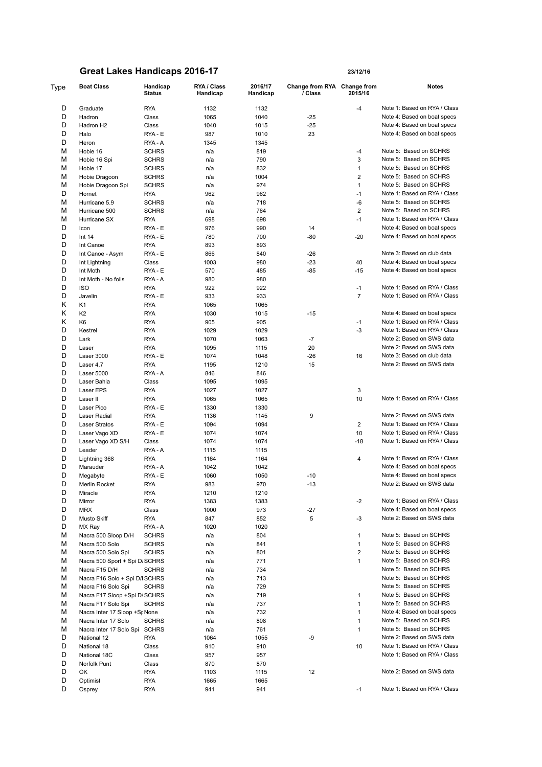# Great Lakes Handicaps 2016-17

23/12/16

| Type | Boat Class | Handicap Status | RYA / Class Handicap | 2016/17 Handicap | Change from RYA / Class | Change from 2015/16 | Notes |
|---|---|---|---|---|---|---|---|
| D | Graduate | RYA | 1132 | 1132 | | -4 | Note 1: Based on RYA / Class |
| D | Hadron | Class | 1065 | 1040 | -25 | | Note 4: Based on boat specs |
| D | Hadron H2 | Class | 1040 | 1015 | -25 | | Note 4: Based on boat specs |
| D | Halo | RYA - E | 987 | 1010 | 23 | | Note 4: Based on boat specs |
| D | Heron | RYA - A | 1345 | 1345 | | | |
| M | Hobie 16 | SCHRS | n/a | 819 | | -4 | Note 5: Based on SCHRS |
| M | Hobie 16 Spi | SCHRS | n/a | 790 | | 3 | Note 5: Based on SCHRS |
| M | Hobie 17 | SCHRS | n/a | 832 | | 1 | Note 5: Based on SCHRS |
| M | Hobie Dragoon | SCHRS | n/a | 1004 | | 2 | Note 5: Based on SCHRS |
| M | Hobie Dragoon Spi | SCHRS | n/a | 974 | | 1 | Note 5: Based on SCHRS |
| D | Hornet | RYA | 962 | 962 | | -1 | Note 1: Based on RYA / Class |
| M | Hurricane 5.9 | SCHRS | n/a | 718 | | -6 | Note 5: Based on SCHRS |
| M | Hurricane 500 | SCHRS | n/a | 764 | | 2 | Note 5: Based on SCHRS |
| M | Hurricane SX | RYA | 698 | 698 | | -1 | Note 1: Based on RYA / Class |
| D | Icon | RYA - E | 976 | 990 | 14 | | Note 4: Based on boat specs |
| D | Int 14 | RYA - E | 780 | 700 | -80 | -20 | Note 4: Based on boat specs |
| D | Int Canoe | RYA | 893 | 893 | | | |
| D | Int Canoe - Asym | RYA - E | 866 | 840 | -26 | | Note 3: Based on club data |
| D | Int Lightning | Class | 1003 | 980 | -23 | 40 | Note 4: Based on boat specs |
| D | Int Moth | RYA - E | 570 | 485 | -85 | -15 | Note 4: Based on boat specs |
| D | Int Moth - No foils | RYA - A | 980 | 980 | | | |
| D | ISO | RYA | 922 | 922 | | -1 | Note 1: Based on RYA / Class |
| D | Javelin | RYA - E | 933 | 933 | | 7 | Note 1: Based on RYA / Class |
| K | K1 | RYA | 1065 | 1065 | | | |
| K | K2 | RYA | 1030 | 1015 | -15 | | Note 4: Based on boat specs |
| K | K6 | RYA | 905 | 905 | | -1 | Note 1: Based on RYA / Class |
| D | Kestrel | RYA | 1029 | 1029 | | -3 | Note 1: Based on RYA / Class |
| D | Lark | RYA | 1070 | 1063 | -7 | | Note 2: Based on SWS data |
| D | Laser | RYA | 1095 | 1115 | 20 | | Note 2: Based on SWS data |
| D | Laser 3000 | RYA - E | 1074 | 1048 | -26 | 16 | Note 3: Based on club data |
| D | Laser 4.7 | RYA | 1195 | 1210 | 15 | | Note 2: Based on SWS data |
| D | Laser 5000 | RYA - A | 846 | 846 | | | |
| D | Laser Bahia | Class | 1095 | 1095 | | | |
| D | Laser EPS | RYA | 1027 | 1027 | | 3 | |
| D | Laser II | RYA | 1065 | 1065 | | 10 | Note 1: Based on RYA / Class |
| D | Laser Pico | RYA - E | 1330 | 1330 | | | |
| D | Laser Radial | RYA | 1136 | 1145 | 9 | | Note 2: Based on SWS data |
| D | Laser Stratos | RYA - E | 1094 | 1094 | | 2 | Note 1: Based on RYA / Class |
| D | Laser Vago XD | RYA - E | 1074 | 1074 | | 10 | Note 1: Based on RYA / Class |
| D | Laser Vago XD S/H | Class | 1074 | 1074 | | -18 | Note 1: Based on RYA / Class |
| D | Leader | RYA - A | 1115 | 1115 | | | |
| D | Lightning 368 | RYA | 1164 | 1164 | | 4 | Note 1: Based on RYA / Class |
| D | Marauder | RYA - A | 1042 | 1042 | | | Note 4: Based on boat specs |
| D | Megabyte | RYA - E | 1060 | 1050 | -10 | | Note 4: Based on boat specs |
| D | Merlin Rocket | RYA | 983 | 970 | -13 | | Note 2: Based on SWS data |
| D | Miracle | RYA | 1210 | 1210 | | | |
| D | Mirror | RYA | 1383 | 1383 | | -2 | Note 1: Based on RYA / Class |
| D | MRX | Class | 1000 | 973 | -27 | | Note 4: Based on boat specs |
| D | Musto Skiff | RYA | 847 | 852 | 5 | -3 | Note 2: Based on SWS data |
| D | MX Ray | RYA - A | 1020 | 1020 | | | |
| M | Nacra 500 Sloop D/H | SCHRS | n/a | 804 | | 1 | Note 5: Based on SCHRS |
| M | Nacra 500 Solo | SCHRS | n/a | 841 | | 1 | Note 5: Based on SCHRS |
| M | Nacra 500 Solo Spi | SCHRS | n/a | 801 | | 2 | Note 5: Based on SCHRS |
| M | Nacra 500 Sport + Spi D/ | SCHRS | n/a | 771 | | 1 | Note 5: Based on SCHRS |
| M | Nacra F15 D/H | SCHRS | n/a | 734 | | | Note 5: Based on SCHRS |
| M | Nacra F16 Solo + Spi D/I | SCHRS | n/a | 713 | | | Note 5: Based on SCHRS |
| M | Nacra F16 Solo Spi | SCHRS | n/a | 729 | | | Note 5: Based on SCHRS |
| M | Nacra F17 Sloop +Spi D/ | SCHRS | n/a | 719 | | 1 | Note 5: Based on SCHRS |
| M | Nacra F17 Solo Spi | SCHRS | n/a | 737 | | 1 | Note 5: Based on SCHRS |
| M | Nacra Inter 17 Sloop +Sp | None | n/a | 732 | | 1 | Note 4: Based on boat specs |
| M | Nacra Inter 17 Solo | SCHRS | n/a | 808 | | 1 | Note 5: Based on SCHRS |
| M | Nacra Inter 17 Solo Spi | SCHRS | n/a | 761 | | 1 | Note 5: Based on SCHRS |
| D | National 12 | RYA | 1064 | 1055 | -9 | | Note 2: Based on SWS data |
| D | National 18 | Class | 910 | 910 | | 10 | Note 1: Based on RYA / Class |
| D | National 18C | Class | 957 | 957 | | | Note 1: Based on RYA / Class |
| D | Norfolk Punt | Class | 870 | 870 | | | |
| D | OK | RYA | 1103 | 1115 | 12 | | Note 2: Based on SWS data |
| D | Optimist | RYA | 1665 | 1665 | | | |
| D | Osprey | RYA | 941 | 941 | | -1 | Note 1: Based on RYA / Class |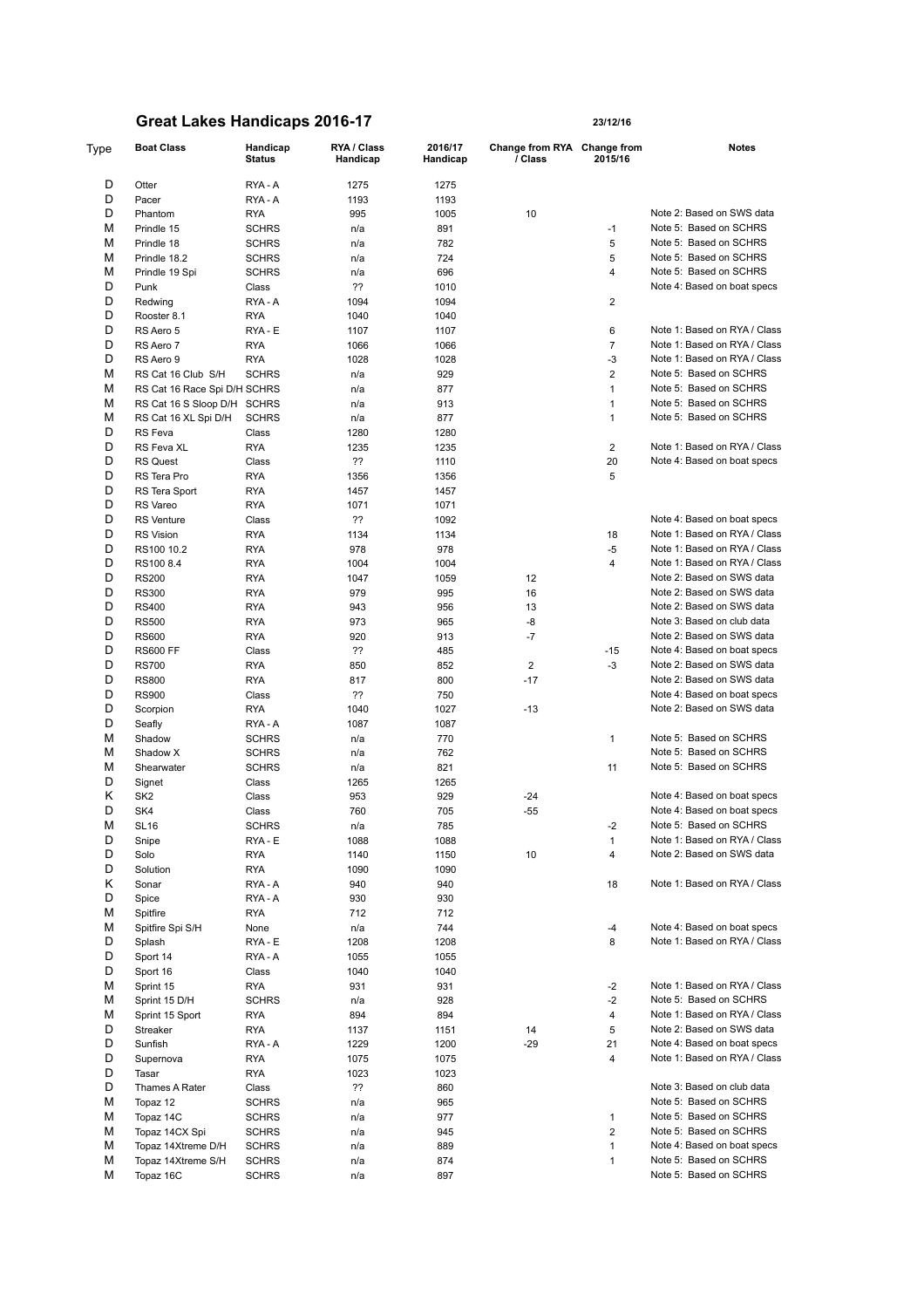# Great Lakes Handicaps 2016-17

23/12/16

| Type | Boat Class | Handicap Status | RYA / Class Handicap | 2016/17 Handicap | Change from RYA / Class | Change from 2015/16 | Notes |
|---|---|---|---|---|---|---|---|
| D | Otter | RYA - A | 1275 | 1275 | | | |
| D | Pacer | RYA - A | 1193 | 1193 | | | |
| D | Phantom | RYA | 995 | 1005 | 10 | | Note 2: Based on SWS data |
| M | Prindle 15 | SCHRS | n/a | 891 | | -1 | Note 5: Based on SCHRS |
| M | Prindle 18 | SCHRS | n/a | 782 | | 5 | Note 5: Based on SCHRS |
| M | Prindle 18.2 | SCHRS | n/a | 724 | | 5 | Note 5: Based on SCHRS |
| M | Prindle 19 Spi | SCHRS | n/a | 696 | | 4 | Note 5: Based on SCHRS |
| D | Punk | Class | ?? | 1010 | | | Note 4: Based on boat specs |
| D | Redwing | RYA - A | 1094 | 1094 | | 2 | |
| D | Rooster 8.1 | RYA | 1040 | 1040 | | | |
| D | RS Aero 5 | RYA - E | 1107 | 1107 | | 6 | Note 1: Based on RYA / Class |
| D | RS Aero 7 | RYA | 1066 | 1066 | | 7 | Note 1: Based on RYA / Class |
| D | RS Aero 9 | RYA | 1028 | 1028 | | -3 | Note 1: Based on RYA / Class |
| M | RS Cat 16 Club S/H | SCHRS | n/a | 929 | | 2 | Note 5: Based on SCHRS |
| M | RS Cat 16 Race Spi D/H | SCHRS | n/a | 877 | | 1 | Note 5: Based on SCHRS |
| M | RS Cat 16 S Sloop D/H | SCHRS | n/a | 913 | | 1 | Note 5: Based on SCHRS |
| M | RS Cat 16 XL Spi D/H | SCHRS | n/a | 877 | | 1 | Note 5: Based on SCHRS |
| D | RS Feva | Class | 1280 | 1280 | | | |
| D | RS Feva XL | RYA | 1235 | 1235 | | 2 | Note 1: Based on RYA / Class |
| D | RS Quest | Class | ?? | 1110 | | 20 | Note 4: Based on boat specs |
| D | RS Tera Pro | RYA | 1356 | 1356 | | 5 | |
| D | RS Tera Sport | RYA | 1457 | 1457 | | | |
| D | RS Vareo | RYA | 1071 | 1071 | | | |
| D | RS Venture | Class | ?? | 1092 | | | Note 4: Based on boat specs |
| D | RS Vision | RYA | 1134 | 1134 | | 18 | Note 1: Based on RYA / Class |
| D | RS100 10.2 | RYA | 978 | 978 | | -5 | Note 1: Based on RYA / Class |
| D | RS100 8.4 | RYA | 1004 | 1004 | | 4 | Note 1: Based on RYA / Class |
| D | RS200 | RYA | 1047 | 1059 | 12 | | Note 2: Based on SWS data |
| D | RS300 | RYA | 979 | 995 | 16 | | Note 2: Based on SWS data |
| D | RS400 | RYA | 943 | 956 | 13 | | Note 2: Based on SWS data |
| D | RS500 | RYA | 973 | 965 | -8 | | Note 3: Based on club data |
| D | RS600 | RYA | 920 | 913 | -7 | | Note 2: Based on SWS data |
| D | RS600 FF | Class | ?? | 485 | | -15 | Note 4: Based on boat specs |
| D | RS700 | RYA | 850 | 852 | 2 | -3 | Note 2: Based on SWS data |
| D | RS800 | RYA | 817 | 800 | -17 | | Note 2: Based on SWS data |
| D | RS900 | Class | ?? | 750 | | | Note 4: Based on boat specs |
| D | Scorpion | RYA | 1040 | 1027 | -13 | | Note 2: Based on SWS data |
| D | Seafly | RYA - A | 1087 | 1087 | | | |
| M | Shadow | SCHRS | n/a | 770 | | 1 | Note 5: Based on SCHRS |
| M | Shadow X | SCHRS | n/a | 762 | | | Note 5: Based on SCHRS |
| M | Shearwater | SCHRS | n/a | 821 | | 11 | Note 5: Based on SCHRS |
| D | Signet | Class | 1265 | 1265 | | | |
| K | SK2 | Class | 953 | 929 | -24 | | Note 4: Based on boat specs |
| D | SK4 | Class | 760 | 705 | -55 | | Note 4: Based on boat specs |
| M | SL16 | SCHRS | n/a | 785 | | -2 | Note 5: Based on SCHRS |
| D | Snipe | RYA - E | 1088 | 1088 | | 1 | Note 1: Based on RYA / Class |
| D | Solo | RYA | 1140 | 1150 | 10 | 4 | Note 2: Based on SWS data |
| D | Solution | RYA | 1090 | 1090 | | | |
| K | Sonar | RYA - A | 940 | 940 | | 18 | Note 1: Based on RYA / Class |
| D | Spice | RYA - A | 930 | 930 | | | |
| M | Spitfire | RYA | 712 | 712 | | | |
| M | Spitfire Spi S/H | None | n/a | 744 | | -4 | Note 4: Based on boat specs |
| D | Splash | RYA - E | 1208 | 1208 | | 8 | Note 1: Based on RYA / Class |
| D | Sport 14 | RYA - A | 1055 | 1055 | | | |
| D | Sport 16 | Class | 1040 | 1040 | | | |
| M | Sprint 15 | RYA | 931 | 931 | | -2 | Note 1: Based on RYA / Class |
| M | Sprint 15 D/H | SCHRS | n/a | 928 | | -2 | Note 5: Based on SCHRS |
| M | Sprint 15 Sport | RYA | 894 | 894 | | 4 | Note 1: Based on RYA / Class |
| D | Streaker | RYA | 1137 | 1151 | 14 | 5 | Note 2: Based on SWS data |
| D | Sunfish | RYA - A | 1229 | 1200 | -29 | 21 | Note 4: Based on boat specs |
| D | Supernova | RYA | 1075 | 1075 | | 4 | Note 1: Based on RYA / Class |
| D | Tasar | RYA | 1023 | 1023 | | | |
| D | Thames A Rater | Class | ?? | 860 | | | Note 3: Based on club data |
| M | Topaz 12 | SCHRS | n/a | 965 | | | Note 5: Based on SCHRS |
| M | Topaz 14C | SCHRS | n/a | 977 | | 1 | Note 5: Based on SCHRS |
| M | Topaz 14CX Spi | SCHRS | n/a | 945 | | 2 | Note 5: Based on SCHRS |
| M | Topaz 14Xtreme D/H | SCHRS | n/a | 889 | | 1 | Note 4: Based on boat specs |
| M | Topaz 14Xtreme S/H | SCHRS | n/a | 874 | | 1 | Note 5: Based on SCHRS |
| M | Topaz 16C | SCHRS | n/a | 897 | | | Note 5: Based on SCHRS |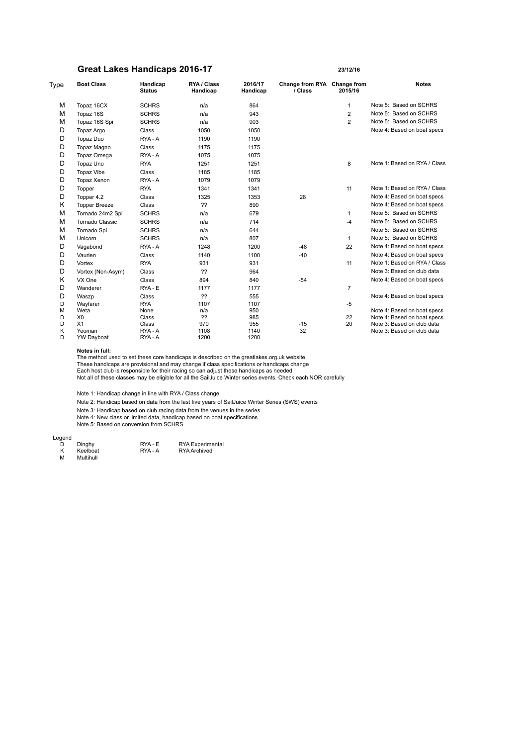## Great Lakes Handicaps 2016-17

23/12/16

| Type | Boat Class | Handicap Status | RYA / Class Handicap | 2016/17 Handicap | Change from RYA / Class | Change from 2015/16 | Notes |
|---|---|---|---|---|---|---|---|
| M | Topaz 16CX | SCHRS | n/a | 864 | | 1 | Note 5: Based on SCHRS |
| M | Topaz 16S | SCHRS | n/a | 943 | | 2 | Note 5: Based on SCHRS |
| M | Topaz 16S Spi | SCHRS | n/a | 903 | | 2 | Note 5: Based on SCHRS |
| D | Topaz Argo | Class | 1050 | 1050 | | | Note 4: Based on boat specs |
| D | Topaz Duo | RYA - A | 1190 | 1190 | | | |
| D | Topaz Magno | Class | 1175 | 1175 | | | |
| D | Topaz Omega | RYA - A | 1075 | 1075 | | | |
| D | Topaz Uno | RYA | 1251 | 1251 | | 8 | Note 1: Based on RYA / Class |
| D | Topaz Vibe | Class | 1185 | 1185 | | | |
| D | Topaz Xenon | RYA - A | 1079 | 1079 | | | |
| D | Topper | RYA | 1341 | 1341 | | 11 | Note 1: Based on RYA / Class |
| D | Topper 4.2 | Class | 1325 | 1353 | 28 | | Note 4: Based on boat specs |
| K | Topper Breeze | Class | ?? | 890 | | | Note 4: Based on boat specs |
| M | Tornado 24m2 Spi | SCHRS | n/a | 679 | | 1 | Note 5: Based on SCHRS |
| M | Tornado Classic | SCHRS | n/a | 714 | | -4 | Note 5: Based on SCHRS |
| M | Tornado Spi | SCHRS | n/a | 644 | | | Note 5: Based on SCHRS |
| M | Unicorn | SCHRS | n/a | 807 | | 1 | Note 5: Based on SCHRS |
| D | Vagabond | RYA - A | 1248 | 1200 | -48 | 22 | Note 4: Based on boat specs |
| D | Vaurien | Class | 1140 | 1100 | -40 | | Note 4: Based on boat specs |
| D | Vortex | RYA | 931 | 931 | | 11 | Note 1: Based on RYA / Class |
| D | Vortex (Non-Asym) | Class | ?? | 964 | | | Note 3: Based on club data |
| K | VX One | Class | 894 | 840 | -54 | | Note 4: Based on boat specs |
| D | Wanderer | RYA - E | 1177 | 1177 | | 7 | |
| D | Waszp | Class | ?? | 555 | | | Note 4: Based on boat specs |
| D | Wayfarer | RYA | 1107 | 1107 | | -5 | |
| M | Weta | None | n/a | 950 | | | Note 4: Based on boat specs |
| D | X0 | Class | ?? | 985 | | 22 | Note 4: Based on boat specs |
| D | X1 | Class | 970 | 955 | -15 | 20 | Note 3: Based on club data |
| K | Yeoman | RYA - A | 1108 | 1140 | 32 | | Note 3: Based on club data |
| D | YW Dayboat | RYA - A | 1200 | 1200 | | | |

**Notes in full:**

The method used to set these core handicaps is described on the greatlakes.org.uk website
These handicaps are provisional and may change if class specifications or handicaps change
Each host club is responsible for their racing so can adjust these handicaps as needed
Not all of these classes may be eligible for all the SailJuice Winter series events. Check each NOR carefully

Note 1: Handicap change in line with RYA / Class change

Note 2: Handicap based on data from the last five years of SailJuice Winter Series (SWS) events

Note 3: Handicap based on club racing data from the venues in the series

Note 4: New class or limited data, handicap based on boat specifications

Note 5: Based on conversion from SCHRS

Legend

| | | | |
|---|---|---|---|
| D | Dinghy | RYA - E | RYA Experimental |
| K | Keelboat | RYA - A | RYA Archived |
| M | Multihull | | |